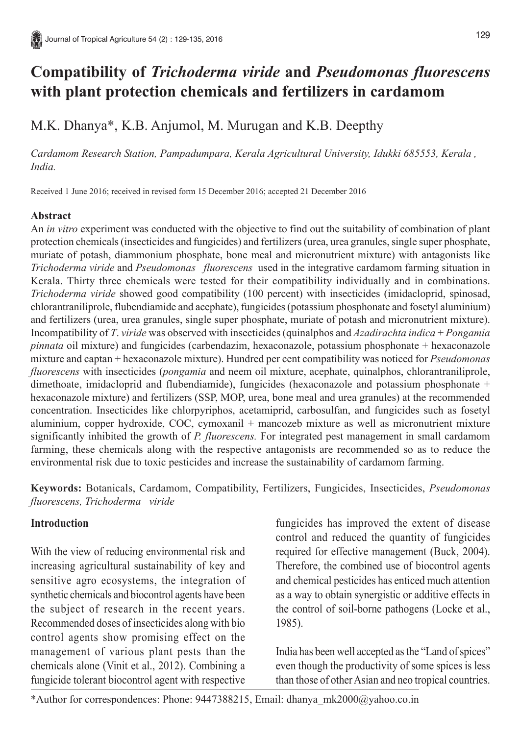# Compatibility of *Trichoderma viride* and *Pseudomonas fluorescens* with plant protection chemicals and fertilizers in cardamom

M.K. Dhanya*, K.B. Anjumol, M. Murugan and K.B. Deepthy

*Cardamom Research Station, Pampadumpara, Kerala Agricultural University, Idukki 685553, Kerala , India.*

Received 1 June 2016; received in revised form 15 December 2016; accepted 21 December 2016

## Abstract

An *in vitro* experiment was conducted with the objective to find out the suitability of combination of plant protection chemicals (insecticides and fungicides) and fertilizers (urea, urea granules, single super phosphate, muriate of potash, diammonium phosphate, bone meal and micronutrient mixture) with antagonists like *Trichoderma viride* and *Pseudomonas fluorescens* used in the integrative cardamom farming situation in Kerala. Thirty three chemicals were tested for their compatibility individually and in combinations. *Trichoderma viride* showed good compatibility (100 percent) with insecticides (imidacloprid, spinosad, chlorantraniliprole, flubendiamide and acephate), fungicides (potassium phosphonate and fosetyl aluminium) and fertilizers (urea, urea granules, single super phosphate, muriate of potash and micronutrient mixture). Incompatibility of *T. viride* was observed with insecticides (quinalphos and *Azadirachta indica* + *Pongamia pinnata* oil mixture) and fungicides (carbendazim, hexaconazole, potassium phosphonate + hexaconazole mixture and captan + hexaconazole mixture). Hundred per cent compatibility was noticed for *Pseudomonas fluorescens* with insecticides (*pongamia* and neem oil mixture, acephate, quinalphos, chlorantraniliprole, dimethoate, imidacloprid and flubendiamide), fungicides (hexaconazole and potassium phosphonate + hexaconazole mixture) and fertilizers (SSP, MOP, urea, bone meal and urea granules) at the recommended concentration. Insecticides like chlorpyriphos, acetamiprid, carbosulfan, and fungicides such as fosetyl aluminium, copper hydroxide, COC, cymoxanil + mancozeb mixture as well as micronutrient mixture significantly inhibited the growth of *P. fluorescens.* For integrated pest management in small cardamom farming, these chemicals along with the respective antagonists are recommended so as to reduce the environmental risk due to toxic pesticides and increase the sustainability of cardamom farming.

**Keywords:** Botanicals, Cardamom, Compatibility, Fertilizers, Fungicides, Insecticides, *Pseudomonas fluorescens, Trichoderma viride*

## Introduction

With the view of reducing environmental risk and increasing agricultural sustainability of key and sensitive agro ecosystems, the integration of synthetic chemicals and biocontrol agents have been the subject of research in the recent years. Recommended doses of insecticides along with bio control agents show promising effect on the management of various plant pests than the chemicals alone (Vinit et al., 2012). Combining a fungicide tolerant biocontrol agent with respective fungicides has improved the extent of disease control and reduced the quantity of fungicides required for effective management (Buck, 2004). Therefore, the combined use of biocontrol agents and chemical pesticides has enticed much attention as a way to obtain synergistic or additive effects in the control of soil-borne pathogens (Locke et al., 1985).

India has been well accepted as the "Land of spices" even though the productivity of some spices is less than those of other Asian and neo tropical countries.

*Author for correspondences: Phone: 9447388215, Email: dhanya_mk2000@yahoo.co.in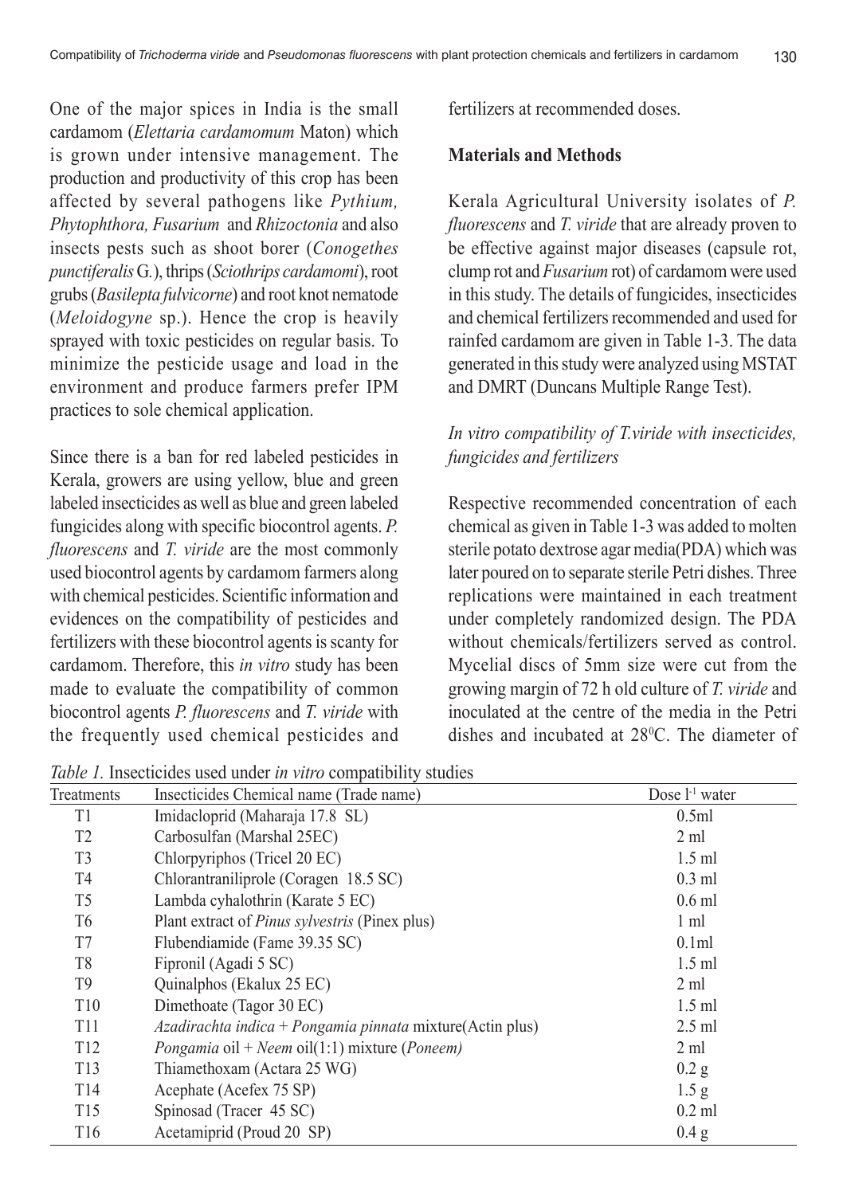One of the major spices in India is the small cardamom (*Elettaria cardamomum* Maton) which is grown under intensive management. The production and productivity of this crop has been affected by several pathogens like *Pythium, Phytophthora, Fusarium* and *Rhizoctonia* and also insects pests such as shoot borer (*Conogethes punctiferalis* G.), thrips (*Sciothrips cardamomi*), root grubs (*Basilepta fulvicorne*) and root knot nematode (*Meloidogyne* sp.). Hence the crop is heavily sprayed with toxic pesticides on regular basis. To minimize the pesticide usage and load in the environment and produce farmers prefer IPM practices to sole chemical application.

Since there is a ban for red labeled pesticides in Kerala, growers are using yellow, blue and green labeled insecticides as well as blue and green labeled fungicides along with specific biocontrol agents. *P. fluorescens* and *T. viride* are the most commonly used biocontrol agents by cardamom farmers along with chemical pesticides. Scientific information and evidences on the compatibility of pesticides and fertilizers with these biocontrol agents is scanty for cardamom. Therefore, this *in vitro* study has been made to evaluate the compatibility of common biocontrol agents *P. fluorescens* and *T. viride* with the frequently used chemical pesticides and fertilizers at recommended doses.

## Materials and Methods

Kerala Agricultural University isolates of *P. fluorescens* and *T. viride* that are already proven to be effective against major diseases (capsule rot, clump rot and *Fusarium* rot) of cardamom were used in this study. The details of fungicides, insecticides and chemical fertilizers recommended and used for rainfed cardamom are given in Table 1-3. The data generated in this study were analyzed using MSTAT and DMRT (Duncans Multiple Range Test).

### *In vitro compatibility of T.viride with insecticides, fungicides and fertilizers*

Respective recommended concentration of each chemical as given in Table 1-3 was added to molten sterile potato dextrose agar media(PDA) which was later poured on to separate sterile Petri dishes. Three replications were maintained in each treatment under completely randomized design. The PDA without chemicals/fertilizers served as control. Mycelial discs of 5mm size were cut from the growing margin of 72 h old culture of *T. viride* and inoculated at the centre of the media in the Petri dishes and incubated at 28$^{0}$C. The diameter of

*Table 1.* Insecticides used under *in vitro* compatibility studies

| Treatments | Insecticides Chemical name (Trade name) | Dose $l^{-1}$ water |
|---|---|---|
| T1 | Imidacloprid (Maharaja 17.8 SL) | 0.5ml |
| T2 | Carbosulfan (Marshal 25EC) | 2 ml |
| T3 | Chlorpyriphos (Tricel 20 EC) | 1.5 ml |
| T4 | Chlorantraniliprole (Coragen 18.5 SC) | 0.3 ml |
| T5 | Lambda cyhalothrin (Karate 5 EC) | 0.6 ml |
| T6 | Plant extract of *Pinus sylvestris* (Pinex plus) | 1 ml |
| T7 | Flubendiamide (Fame 39.35 SC) | 0.1ml |
| T8 | Fipronil (Agadi 5 SC) | 1.5 ml |
| T9 | Quinalphos (Ekalux 25 EC) | 2 ml |
| T10 | Dimethoate (Tagor 30 EC) | 1.5 ml |
| T11 | *Azadirachta indica* + *Pongamia pinnata* mixture(Actin plus) | 2.5 ml |
| T12 | *Pongamia* oil + *Neem* oil(1:1) mixture (*Poneem)* | 2 ml |
| T13 | Thiamethoxam (Actara 25 WG) | 0.2 g |
| T14 | Acephate (Acefex 75 SP) | 1.5 g |
| T15 | Spinosad (Tracer 45 SC) | 0.2 ml |
| T16 | Acetamiprid (Proud 20 SP) | 0.4 g |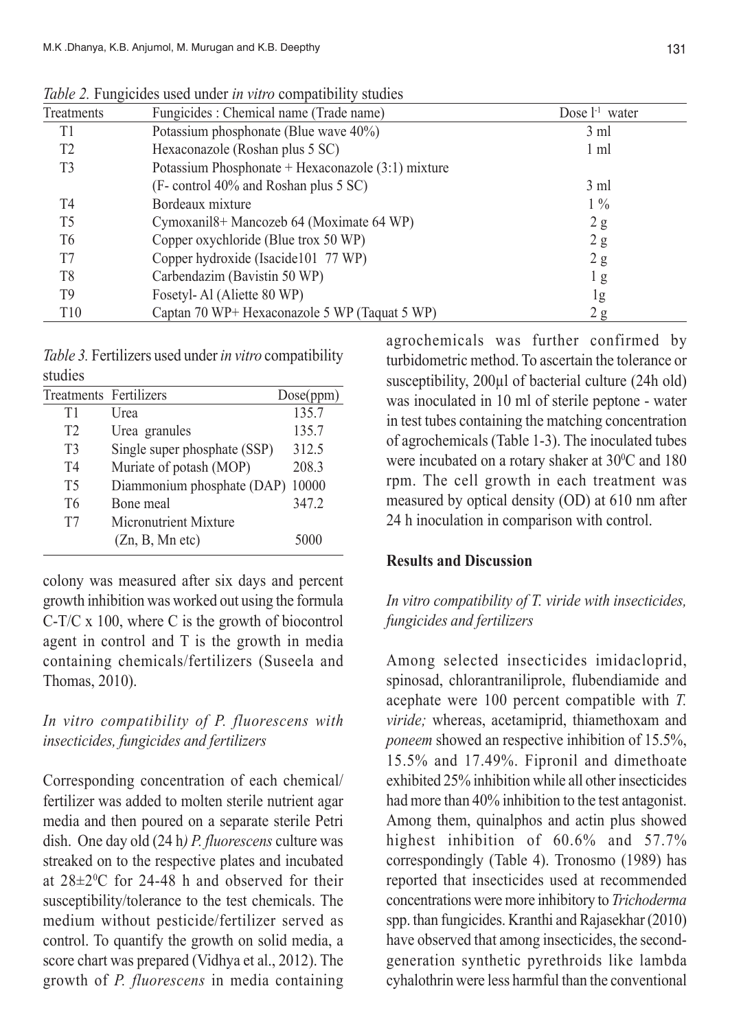*Table 2.* Fungicides used under *in vitro* compatibility studies

| Treatments | Fungicides : Chemical name (Trade name) | Dose $l^{-1}$ water |
|---|---|---|
| T1 | Potassium phosphonate (Blue wave 40%) | 3 ml |
| T2 | Hexaconazole (Roshan plus 5 SC) | 1 ml |
| T3 | Potassium Phosphonate + Hexaconazole (3:1) mixture (F- control 40% and Roshan plus 5 SC) | 3 ml |
| T4 | Bordeaux mixture | 1 % |
| T5 | Cymoxanil8+ Mancozeb 64 (Moximate 64 WP) | 2 g |
| T6 | Copper oxychloride (Blue trox 50 WP) | 2 g |
| T7 | Copper hydroxide (Isacide101 77 WP) | 2 g |
| T8 | Carbendazim (Bavistin 50 WP) | 1 g |
| T9 | Fosetyl- Al (Aliette 80 WP) | 1g |
| T10 | Captan 70 WP+ Hexaconazole 5 WP (Taquat 5 WP) | 2 g |

*Table 3.* Fertilizers used under *in vitro* compatibility studies

| Treatments | Fertilizers | Dose(ppm) |
|---|---|---|
| T1 | Urea | 135.7 |
| T2 | Urea granules | 135.7 |
| T3 | Single super phosphate (SSP) | 312.5 |
| T4 | Muriate of potash (MOP) | 208.3 |
| T5 | Diammonium phosphate (DAP) | 10000 |
| T6 | Bone meal | 347.2 |
| T7 | Micronutrient Mixture (Zn, B, Mn etc) | 5000 |

colony was measured after six days and percent growth inhibition was worked out using the formula C-T/C x 100, where C is the growth of biocontrol agent in control and T is the growth in media containing chemicals/fertilizers (Suseela and Thomas, 2010).

### *In vitro compatibility of P. fluorescens with insecticides, fungicides and fertilizers*

Corresponding concentration of each chemical/ fertilizer was added to molten sterile nutrient agar media and then poured on a separate sterile Petri dish. One day old (24 h*) P. fluorescens* culture was streaked on to the respective plates and incubated at 28±2$^0$C for 24-48 h and observed for their susceptibility/tolerance to the test chemicals. The medium without pesticide/fertilizer served as control. To quantify the growth on solid media, a score chart was prepared (Vidhya et al., 2012). The growth of *P. fluorescens* in media containing agrochemicals was further confirmed by turbidometric method. To ascertain the tolerance or susceptibility, 200µl of bacterial culture (24h old) was inoculated in 10 ml of sterile peptone - water in test tubes containing the matching concentration of agrochemicals (Table 1-3). The inoculated tubes were incubated on a rotary shaker at 30$^0$C and 180 rpm. The cell growth in each treatment was measured by optical density (OD) at 610 nm after 24 h inoculation in comparison with control.

## Results and Discussion

### *In vitro compatibility of T. viride with insecticides, fungicides and fertilizers*

Among selected insecticides imidacloprid, spinosad, chlorantraniliprole, flubendiamide and acephate were 100 percent compatible with *T. viride;* whereas, acetamiprid, thiamethoxam and *poneem* showed an respective inhibition of 15.5%, 15.5% and 17.49%. Fipronil and dimethoate exhibited 25% inhibition while all other insecticides had more than 40% inhibition to the test antagonist. Among them, quinalphos and actin plus showed highest inhibition of 60.6% and 57.7% correspondingly (Table 4). Tronosmo (1989) has reported that insecticides used at recommended concentrations were more inhibitory to *Trichoderma* spp. than fungicides. Kranthi and Rajasekhar (2010) have observed that among insecticides, the second-generation synthetic pyrethroids like lambda cyhalothrin were less harmful than the conventional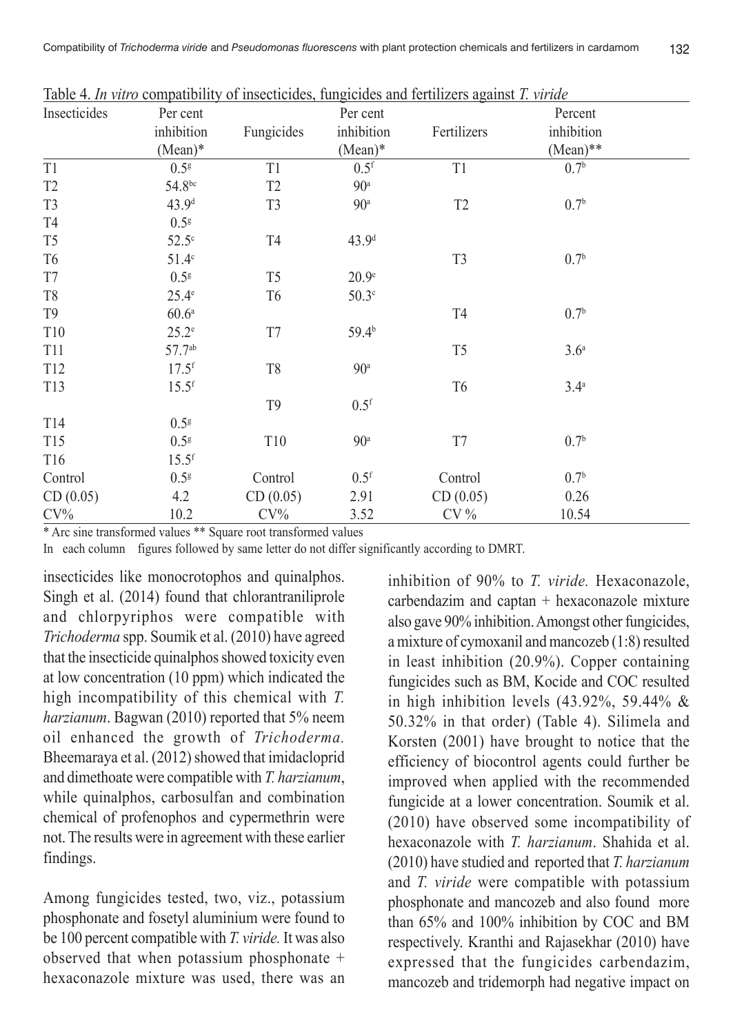Table 4. *In vitro* compatibility of insecticides, fungicides and fertilizers against *T. viride*

| Insecticides | Per cent inhibition (Mean)* | Fungicides | Per cent inhibition (Mean)* | Fertilizers | Percent inhibition (Mean)** |
|---|---|---|---|---|---|
| T1 | 0.5[g] | T1 | 0.5[f] | T1 | 0.7[b] |
| T2 | 54.8[bc] | T2 | 90[a] | | |
| T3 | 43.9[d] | T3 | 90[a] | T2 | 0.7[b] |
| T4 | 0.5[g] | | | | |
| T5 | 52.5[c] | T4 | 43.9[d] | | |
| T6 | 51.4[c] | | | T3 | 0.7[b] |
| T7 | 0.5[g] | T5 | 20.9[e] | | |
| T8 | 25.4[e] | T6 | 50.3[c] | | |
| T9 | 60.6[a] | | | T4 | 0.7[b] |
| T10 | 25.2[e] | T7 | 59.4[b] | | |
| T11 | 57.7[ab] | | | T5 | 3.6[a] |
| T12 | 17.5[f] | T8 | 90[a] | | |
| T13 | 15.5[f] | | | T6 | 3.4[a] |
| | | T9 | 0.5[f] | | |
| T14 | 0.5[g] | | | | |
| T15 | 0.5[g] | T10 | 90[a] | T7 | 0.7[b] |
| T16 | 15.5[f] | | | | |
| Control | 0.5[g] | Control | 0.5[f] | Control | 0.7[b] |
| CD (0.05) | 4.2 | CD (0.05) | 2.91 | CD (0.05) | 0.26 |
| CV% | 10.2 | CV% | 3.52 | CV % | 10.54 |

\* Arc sine transformed values ** Square root transformed values

In each column figures followed by same letter do not differ significantly according to DMRT.

insecticides like monocrotophos and quinalphos. Singh et al. (2014) found that chlorantraniliprole and chlorpyriphos were compatible with *Trichoderma* spp. Soumik et al. (2010) have agreed that the insecticide quinalphos showed toxicity even at low concentration (10 ppm) which indicated the high incompatibility of this chemical with *T. harzianum*. Bagwan (2010) reported that 5% neem oil enhanced the growth of *Trichoderma.* Bheemaraya et al. (2012) showed that imidacloprid and dimethoate were compatible with *T. harzianum*, while quinalphos, carbosulfan and combination chemical of profenophos and cypermethrin were not. The results were in agreement with these earlier findings.

Among fungicides tested, two, viz., potassium phosphonate and fosetyl aluminium were found to be 100 percent compatible with *T. viride.* It was also observed that when potassium phosphonate + hexaconazole mixture was used, there was an inhibition of 90% to *T. viride.* Hexaconazole, carbendazim and captan + hexaconazole mixture also gave 90% inhibition. Amongst other fungicides, a mixture of cymoxanil and mancozeb (1:8) resulted in least inhibition (20.9%). Copper containing fungicides such as BM, Kocide and COC resulted in high inhibition levels (43.92%, 59.44% & 50.32% in that order) (Table 4). Silimela and Korsten (2001) have brought to notice that the efficiency of biocontrol agents could further be improved when applied with the recommended fungicide at a lower concentration. Soumik et al. (2010) have observed some incompatibility of hexaconazole with *T. harzianum*. Shahida et al. (2010) have studied and reported that *T. harzianum* and *T. viride* were compatible with potassium phosphonate and mancozeb and also found more than 65% and 100% inhibition by COC and BM respectively. Kranthi and Rajasekhar (2010) have expressed that the fungicides carbendazim, mancozeb and tridemorph had negative impact on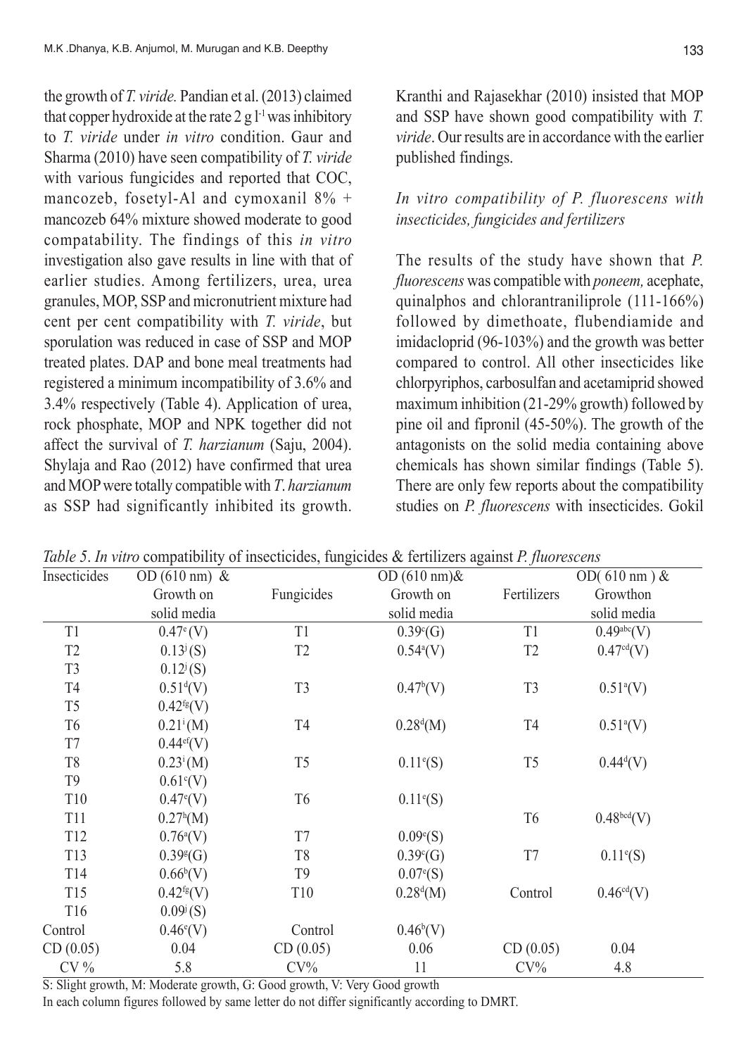the growth of *T. viride.* Pandian et al. (2013) claimed that copper hydroxide at the rate 2 g $l^{-1}$ was inhibitory to *T. viride* under *in vitro* condition. Gaur and Sharma (2010) have seen compatibility of *T. viride* with various fungicides and reported that COC, mancozeb, fosetyl-Al and cymoxanil 8% + mancozeb 64% mixture showed moderate to good compatability. The findings of this *in vitro* investigation also gave results in line with that of earlier studies. Among fertilizers, urea, urea granules, MOP, SSP and micronutrient mixture had cent per cent compatibility with *T. viride*, but sporulation was reduced in case of SSP and MOP treated plates. DAP and bone meal treatments had registered a minimum incompatibility of 3.6% and 3.4% respectively (Table 4). Application of urea, rock phosphate, MOP and NPK together did not affect the survival of *T. harzianum* (Saju, 2004). Shylaja and Rao (2012) have confirmed that urea and MOP were totally compatible with *T. harzianum* as SSP had significantly inhibited its growth. Kranthi and Rajasekhar (2010) insisted that MOP and SSP have shown good compatibility with *T. viride*. Our results are in accordance with the earlier published findings.

### *In vitro compatibility of P. fluorescens with insecticides, fungicides and fertilizers*

The results of the study have shown that *P. fluorescens* was compatible with *poneem,* acephate, quinalphos and chlorantraniliprole (111-166%) followed by dimethoate, flubendiamide and imidacloprid (96-103%) and the growth was better compared to control. All other insecticides like chlorpyriphos, carbosulfan and acetamiprid showed maximum inhibition (21-29% growth) followed by pine oil and fipronil (45-50%). The growth of the antagonists on the solid media containing above chemicals has shown similar findings (Table 5). There are only few reports about the compatibility studies on *P. fluorescens* with insecticides. Gokil

*Table 5. In vitro* compatibility of insecticides, fungicides & fertilizers against *P. fluorescens*

| Insecticides | OD (610 nm) & Growth on solid media | Fungicides | OD (610 nm)& Growth on solid media | Fertilizers | OD( 610 nm ) & Growthon solid media |
|---|---|---|---|---|---|
| T1 | $0.47^{e}$(V) | T1 | $0.39^{c}$(G) | T1 | $0.49^{abc}$(V) |
| T2 | $0.13^{j}$(S) | T2 | $0.54^{a}$(V) | T2 | $0.47^{cd}$(V) |
| T3 | $0.12^{j}$(S) | | | | |
| T4 | $0.51^{d}$(V) | T3 | $0.47^{b}$(V) | T3 | $0.51^{a}$(V) |
| T5 | $0.42^{fg}$(V) | | | | |
| T6 | $0.21^{i}$(M) | T4 | $0.28^{d}$(M) | T4 | $0.51^{a}$(V) |
| T7 | $0.44^{ef}$(V) | | | | |
| T8 | $0.23^{i}$(M) | T5 | $0.11^{e}$(S) | T5 | $0.44^{d}$(V) |
| T9 | $0.61^{c}$(V) | | | | |
| T10 | $0.47^{e}$(V) | T6 | $0.11^{e}$(S) | | |
| T11 | $0.27^{h}$(M) | | | T6 | $0.48^{bcd}$(V) |
| T12 | $0.76^{a}$(V) | T7 | $0.09^{e}$(S) | | |
| T13 | $0.39^{g}$(G) | T8 | $0.39^{c}$(G) | T7 | $0.11^{e}$(S) |
| T14 | $0.66^{b}$(V) | T9 | $0.07^{e}$(S) | | |
| T15 | $0.42^{fg}$(V) | T10 | $0.28^{d}$(M) | Control | $0.46^{cd}$(V) |
| T16 | $0.09^{j}$(S) | | | | |
| Control | $0.46^{e}$(V) | Control | $0.46^{b}$(V) | | |
| CD (0.05) | 0.04 | CD (0.05) | 0.06 | CD (0.05) | 0.04 |
| CV % | 5.8 | CV% | 11 | CV% | 4.8 |

S: Slight growth, M: Moderate growth, G: Good growth, V: Very Good growth

In each column figures followed by same letter do not differ significantly according to DMRT.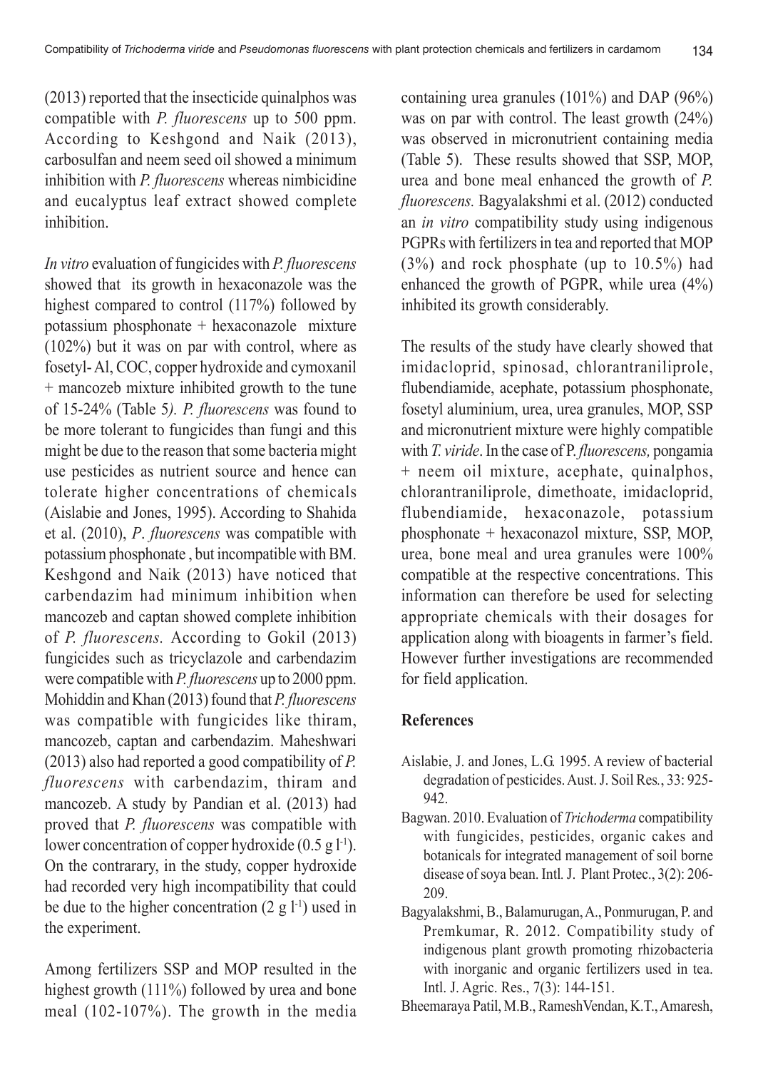(2013) reported that the insecticide quinalphos was compatible with *P. fluorescens* up to 500 ppm. According to Keshgond and Naik (2013), carbosulfan and neem seed oil showed a minimum inhibition with *P. fluorescens* whereas nimbicidine and eucalyptus leaf extract showed complete inhibition.

*In vitro* evaluation of fungicides with *P. fluorescens* showed that its growth in hexaconazole was the highest compared to control (117%) followed by potassium phosphonate + hexaconazole mixture (102%) but it was on par with control, where as fosetyl- Al, COC, copper hydroxide and cymoxanil + mancozeb mixture inhibited growth to the tune of 15-24% (Table 5*). P. fluorescens* was found to be more tolerant to fungicides than fungi and this might be due to the reason that some bacteria might use pesticides as nutrient source and hence can tolerate higher concentrations of chemicals (Aislabie and Jones, 1995). According to Shahida et al. (2010), *P*. *fluorescens* was compatible with potassium phosphonate , but incompatible with BM. Keshgond and Naik (2013) have noticed that carbendazim had minimum inhibition when mancozeb and captan showed complete inhibition of *P. fluorescens.* According to Gokil (2013) fungicides such as tricyclazole and carbendazim were compatible with *P. fluorescens* up to 2000 ppm. Mohiddin and Khan (2013) found that *P. fluorescens* was compatible with fungicides like thiram, mancozeb, captan and carbendazim. Maheshwari (2013) also had reported a good compatibility of *P. fluorescens* with carbendazim, thiram and mancozeb. A study by Pandian et al. (2013) had proved that *P. fluorescens* was compatible with lower concentration of copper hydroxide (0.5 g $l^{-1}$). On the contrarary, in the study, copper hydroxide had recorded very high incompatibility that could be due to the higher concentration (2 g $l^{-1}$) used in the experiment.

Among fertilizers SSP and MOP resulted in the highest growth (111%) followed by urea and bone meal (102-107%). The growth in the media containing urea granules (101%) and DAP (96%) was on par with control. The least growth (24%) was observed in micronutrient containing media (Table 5). These results showed that SSP, MOP, urea and bone meal enhanced the growth of *P. fluorescens.* Bagyalakshmi et al. (2012) conducted an *in vitro* compatibility study using indigenous PGPRs with fertilizers in tea and reported that MOP (3%) and rock phosphate (up to 10.5%) had enhanced the growth of PGPR, while urea (4%) inhibited its growth considerably.

The results of the study have clearly showed that imidacloprid, spinosad, chlorantraniliprole, flubendiamide, acephate, potassium phosphonate, fosetyl aluminium, urea, urea granules, MOP, SSP and micronutrient mixture were highly compatible with *T. viride*. In the case of P. *fluorescens,* pongamia + neem oil mixture, acephate, quinalphos, chlorantraniliprole, dimethoate, imidacloprid, flubendiamide, hexaconazole, potassium phosphonate + hexaconazol mixture, SSP, MOP, urea, bone meal and urea granules were 100% compatible at the respective concentrations. This information can therefore be used for selecting appropriate chemicals with their dosages for application along with bioagents in farmer's field. However further investigations are recommended for field application.

## References

- Aislabie, J. and Jones, L.G. 1995. A review of bacterial degradation of pesticides. Aust. J. Soil Res*.*, 33: 925-942.
- Bagwan. 2010. Evaluation of *Trichoderma* compatibility with fungicides, pesticides, organic cakes and botanicals for integrated management of soil borne disease of soya bean. Intl. J. Plant Protec., 3(2): 206-209.
- Bagyalakshmi, B., Balamurugan, A., Ponmurugan, P. and Premkumar, R. 2012. Compatibility study of indigenous plant growth promoting rhizobacteria with inorganic and organic fertilizers used in tea. Intl. J. Agric. Res., 7(3): 144-151.
- Bheemaraya Patil, M.B., RameshVendan, K.T., Amaresh,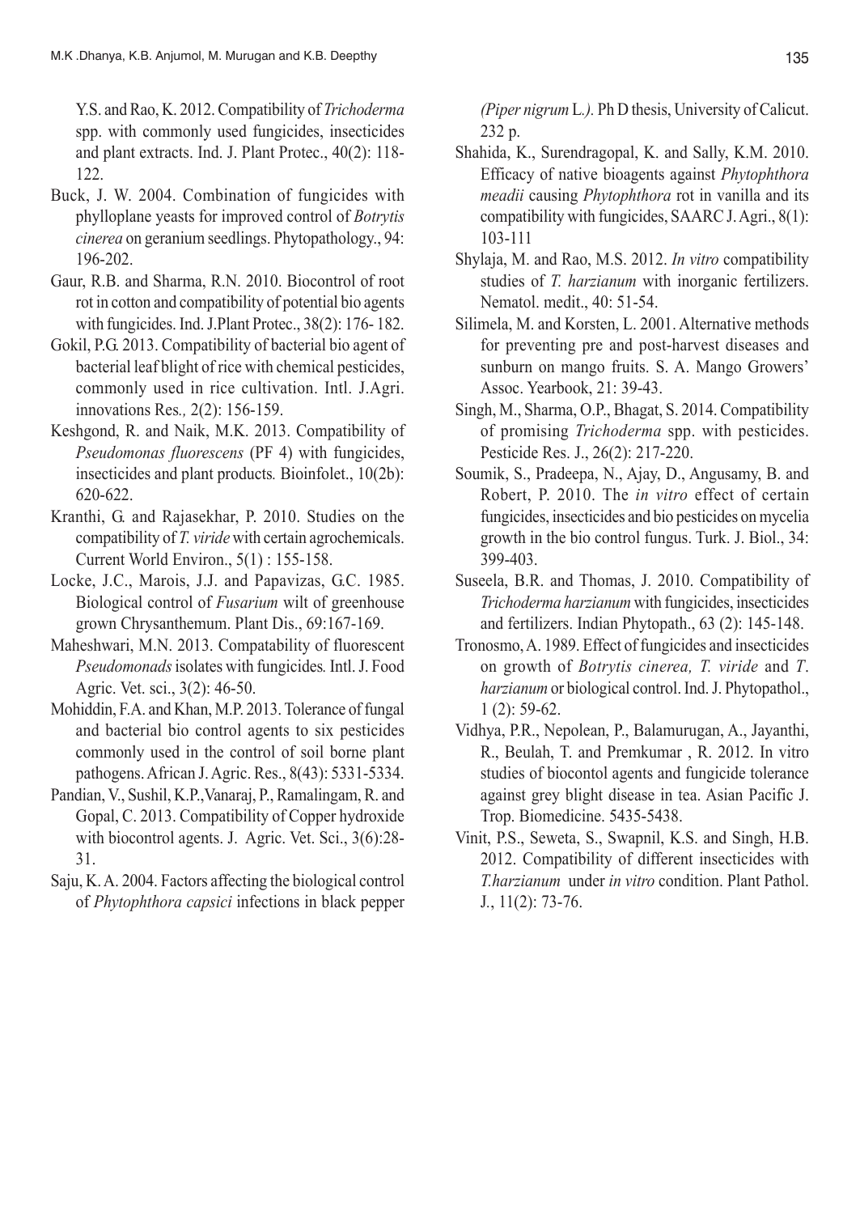Y.S. and Rao, K. 2012. Compatibility of *Trichoderma* spp. with commonly used fungicides, insecticides and plant extracts. Ind. J. Plant Protec., 40(2): 118-122.

Buck, J. W. 2004. Combination of fungicides with phylloplane yeasts for improved control of *Botrytis cinerea* on geranium seedlings. Phytopathology., 94: 196-202.

Gaur, R.B. and Sharma, R.N. 2010. Biocontrol of root rot in cotton and compatibility of potential bio agents with fungicides. Ind. J.Plant Protec., 38(2): 176- 182.

Gokil, P.G. 2013. Compatibility of bacterial bio agent of bacterial leaf blight of rice with chemical pesticides, commonly used in rice cultivation. Intl. J.Agri. innovations Res*.,* 2(2): 156-159.

Keshgond, R. and Naik, M.K. 2013. Compatibility of *Pseudomonas fluorescens* (PF 4) with fungicides, insecticides and plant products*.* Bioinfolet., 10(2b): 620-622.

Kranthi, G. and Rajasekhar, P. 2010. Studies on the compatibility of *T. viride* with certain agrochemicals. Current World Environ., 5(1) : 155-158.

Locke, J.C., Marois, J.J. and Papavizas, G.C. 1985. Biological control of *Fusarium* wilt of greenhouse grown Chrysanthemum. Plant Dis., 69:167-169.

Maheshwari, M.N. 2013. Compatability of fluorescent *Pseudomonads* isolates with fungicides*.* Intl. J. Food Agric. Vet. sci., 3(2): 46-50.

Mohiddin, F.A. and Khan, M.P. 2013. Tolerance of fungal and bacterial bio control agents to six pesticides commonly used in the control of soil borne plant pathogens. African J. Agric. Res., 8(43): 5331-5334.

Pandian, V., Sushil, K.P.,Vanaraj, P., Ramalingam, R. and Gopal, C. 2013. Compatibility of Copper hydroxide with biocontrol agents. J. Agric. Vet. Sci., 3(6):28-31.

Saju, K. A. 2004. Factors affecting the biological control of *Phytophthora capsici* infections in black pepper *(Piper nigrum* L*.).* Ph D thesis, University of Calicut. 232 p.

Shahida, K., Surendragopal, K. and Sally, K.M. 2010. Efficacy of native bioagents against *Phytophthora meadii* causing *Phytophthora* rot in vanilla and its compatibility with fungicides, SAARC J. Agri., 8(1): 103-111

Shylaja, M. and Rao, M.S. 2012. *In vitro* compatibility studies of *T. harzianum* with inorganic fertilizers. Nematol. medit., 40: 51-54.

Silimela, M. and Korsten, L. 2001. Alternative methods for preventing pre and post-harvest diseases and sunburn on mango fruits. S. A. Mango Growers' Assoc. Yearbook, 21: 39-43.

Singh, M., Sharma, O.P., Bhagat, S. 2014. Compatibility of promising *Trichoderma* spp. with pesticides. Pesticide Res. J., 26(2): 217-220.

Soumik, S., Pradeepa, N., Ajay, D., Angusamy, B. and Robert, P. 2010. The *in vitro* effect of certain fungicides, insecticides and bio pesticides on mycelia growth in the bio control fungus. Turk. J. Biol., 34: 399-403.

Suseela, B.R. and Thomas, J. 2010. Compatibility of *Trichoderma harzianum* with fungicides, insecticides and fertilizers. Indian Phytopath., 63 (2): 145-148.

Tronosmo, A. 1989. Effect of fungicides and insecticides on growth of *Botrytis cinerea, T. viride* and *T*. *harzianum* or biological control. Ind. J. Phytopathol., 1 (2): 59-62.

Vidhya, P.R., Nepolean, P., Balamurugan, A., Jayanthi, R., Beulah, T. and Premkumar , R. 2012. In vitro studies of biocontol agents and fungicide tolerance against grey blight disease in tea. Asian Pacific J. Trop. Biomedicine. 5435-5438.

Vinit, P.S., Seweta, S., Swapnil, K.S. and Singh, H.B. 2012. Compatibility of different insecticides with *T.harzianum* under *in vitro* condition. Plant Pathol. J., 11(2): 73-76.